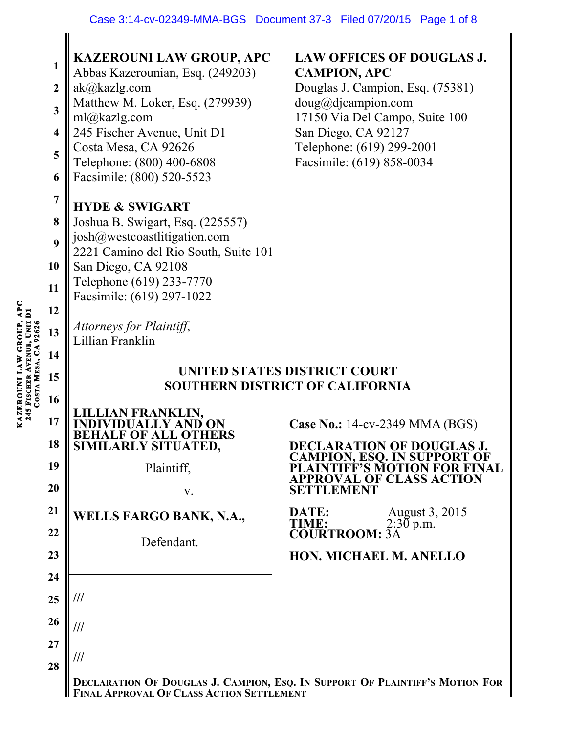**KAZEROUNI LAW GROUP, APC**
Abbas Kazerounian, Esq. (249203)
ak@kazlg.com
Matthew M. Loker, Esq. (279939)
ml@kazlg.com
245 Fischer Avenue, Unit D1
Costa Mesa, CA 92626
Telephone: (800) 400-6808
Facsimile: (800) 520-5523

**LAW OFFICES OF DOUGLAS J. CAMPION, APC**
Douglas J. Campion, Esq. (75381)
doug@djcampion.com
17150 Via Del Campo, Suite 100
San Diego, CA 92127
Telephone: (619) 299-2001
Facsimile: (619) 858-0034

**HYDE & SWIGART**
Joshua B. Swigart, Esq. (225557)
josh@westcoastlitigation.com
2221 Camino del Rio South, Suite 101
San Diego, CA 92108
Telephone (619) 233-7770
Facsimile: (619) 297-1022

*Attorneys for Plaintiff,*
Lillian Franklin

**UNITED STATES DISTRICT COURT**
**SOUTHERN DISTRICT OF CALIFORNIA**

**LILLIAN FRANKLIN, INDIVIDUALLY AND ON BEHALF OF ALL OTHERS SIMILARLY SITUATED,**

Plaintiff,

v.

**WELLS FARGO BANK, N.A.,**

Defendant.

**Case No.:** 14-cv-2349 MMA (BGS)

**DECLARATION OF DOUGLAS J. CAMPION, ESQ. IN SUPPORT OF PLAINTIFF'S MOTION FOR FINAL APPROVAL OF CLASS ACTION SETTLEMENT**

**DATE:** August 3, 2015
**TIME:** 2:30 p.m.
**COURTROOM:** 3A

**HON. MICHAEL M. ANELLO**

///

///

///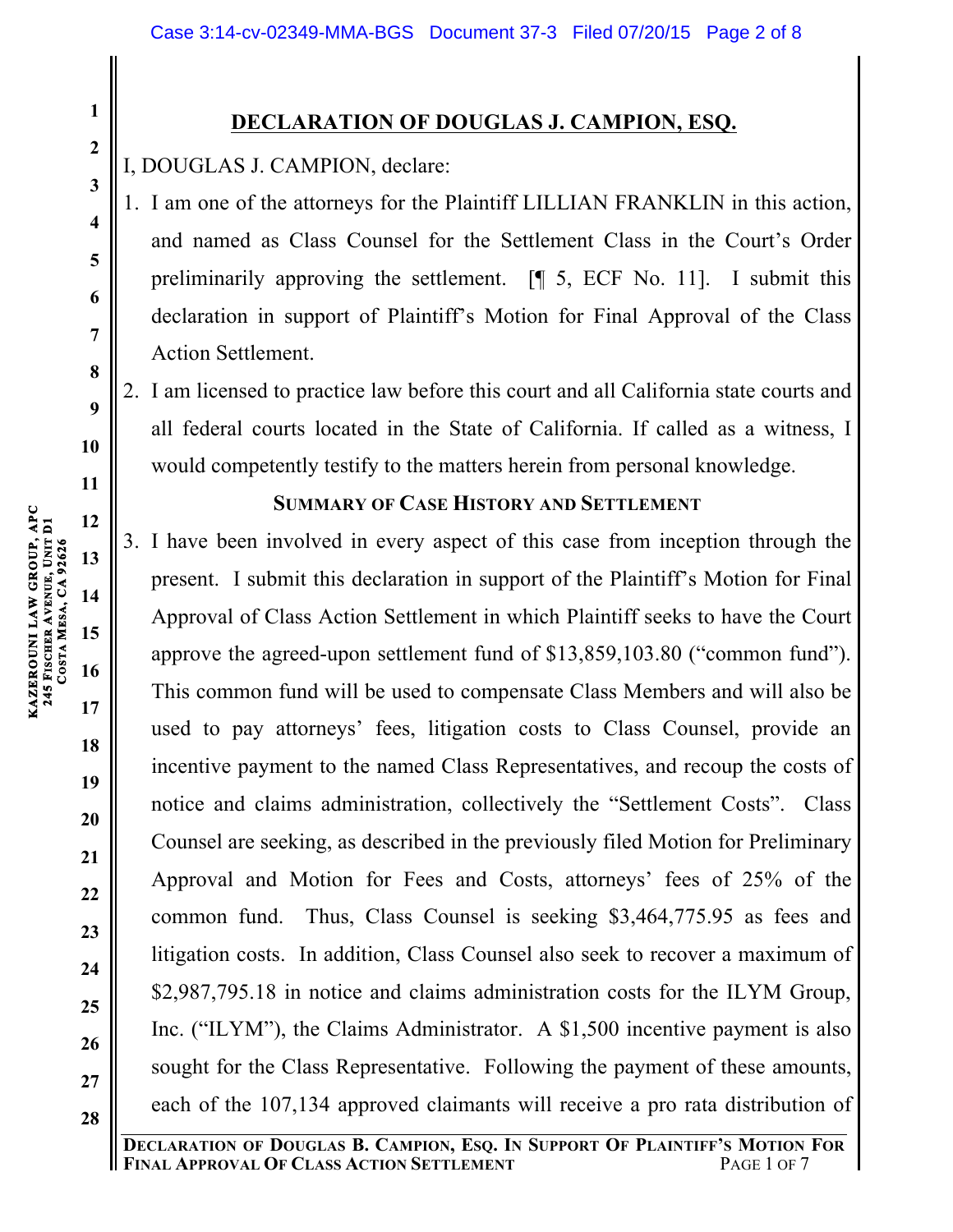## DECLARATION OF DOUGLAS J. CAMPION, ESQ.

I, DOUGLAS J. CAMPION, declare:

1. I am one of the attorneys for the Plaintiff LILLIAN FRANKLIN in this action, and named as Class Counsel for the Settlement Class in the Court's Order preliminarily approving the settlement. [¶ 5, ECF No. 11]. I submit this declaration in support of Plaintiff's Motion for Final Approval of the Class Action Settlement.
2. I am licensed to practice law before this court and all California state courts and all federal courts located in the State of California. If called as a witness, I would competently testify to the matters herein from personal knowledge.

### SUMMARY OF CASE HISTORY AND SETTLEMENT

3. I have been involved in every aspect of this case from inception through the present. I submit this declaration in support of the Plaintiff's Motion for Final Approval of Class Action Settlement in which Plaintiff seeks to have the Court approve the agreed-upon settlement fund of $13,859,103.80 ("common fund"). This common fund will be used to compensate Class Members and will also be used to pay attorneys' fees, litigation costs to Class Counsel, provide an incentive payment to the named Class Representatives, and recoup the costs of notice and claims administration, collectively the "Settlement Costs". Class Counsel are seeking, as described in the previously filed Motion for Preliminary Approval and Motion for Fees and Costs, attorneys' fees of 25% of the common fund. Thus, Class Counsel is seeking $3,464,775.95 as fees and litigation costs. In addition, Class Counsel also seek to recover a maximum of $2,987,795.18 in notice and claims administration costs for the ILYM Group, Inc. ("ILYM"), the Claims Administrator. A $1,500 incentive payment is also sought for the Class Representative. Following the payment of these amounts, each of the 107,134 approved claimants will receive a pro rata distribution of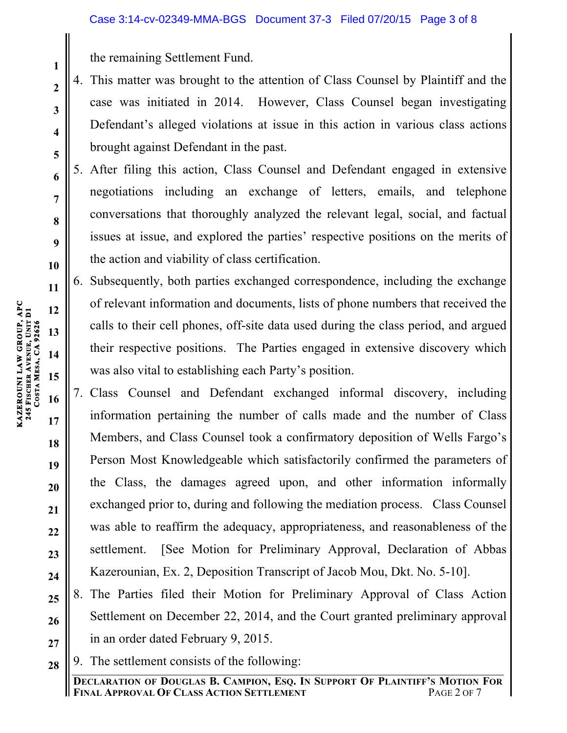the remaining Settlement Fund.

4. This matter was brought to the attention of Class Counsel by Plaintiff and the case was initiated in 2014. However, Class Counsel began investigating Defendant's alleged violations at issue in this action in various class actions brought against Defendant in the past.
5. After filing this action, Class Counsel and Defendant engaged in extensive negotiations including an exchange of letters, emails, and telephone conversations that thoroughly analyzed the relevant legal, social, and factual issues at issue, and explored the parties' respective positions on the merits of the action and viability of class certification.
6. Subsequently, both parties exchanged correspondence, including the exchange of relevant information and documents, lists of phone numbers that received the calls to their cell phones, off-site data used during the class period, and argued their respective positions. The Parties engaged in extensive discovery which was also vital to establishing each Party's position.
7. Class Counsel and Defendant exchanged informal discovery, including information pertaining the number of calls made and the number of Class Members, and Class Counsel took a confirmatory deposition of Wells Fargo's Person Most Knowledgeable which satisfactorily confirmed the parameters of the Class, the damages agreed upon, and other information informally exchanged prior to, during and following the mediation process. Class Counsel was able to reaffirm the adequacy, appropriateness, and reasonableness of the settlement. [See Motion for Preliminary Approval, Declaration of Abbas Kazerounian, Ex. 2, Deposition Transcript of Jacob Mou, Dkt. No. 5-10].
8. The Parties filed their Motion for Preliminary Approval of Class Action Settlement on December 22, 2014, and the Court granted preliminary approval in an order dated February 9, 2015.
9. The settlement consists of the following: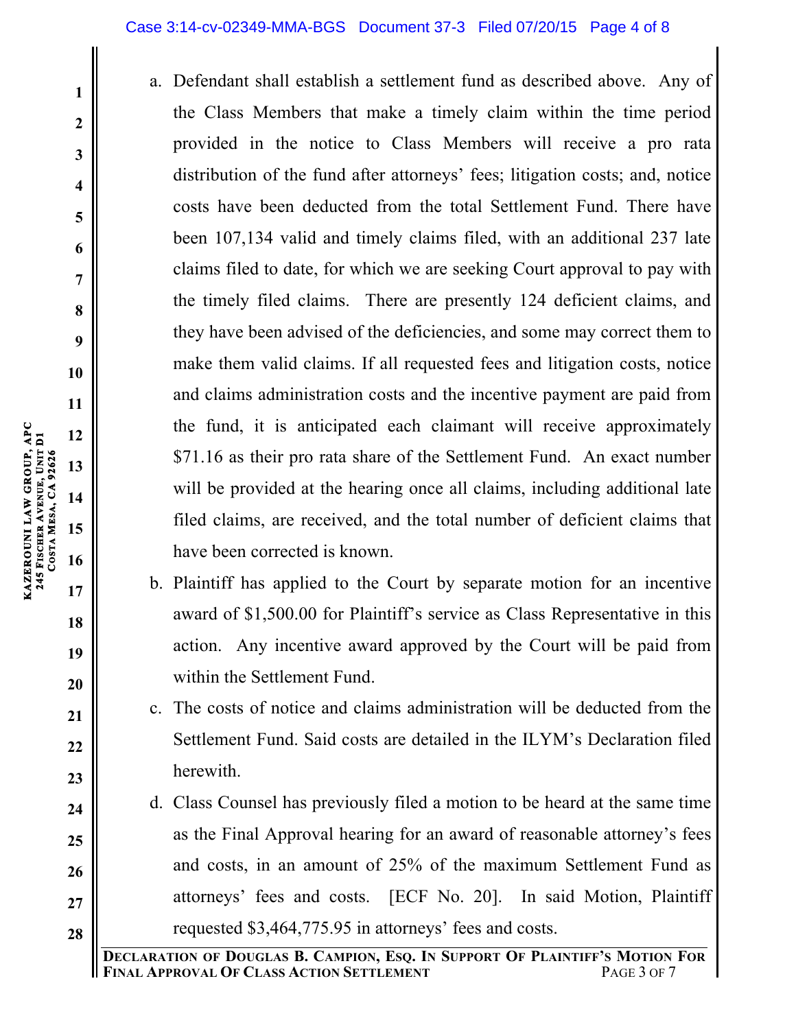a. Defendant shall establish a settlement fund as described above. Any of the Class Members that make a timely claim within the time period provided in the notice to Class Members will receive a pro rata distribution of the fund after attorneys' fees; litigation costs; and, notice costs have been deducted from the total Settlement Fund. There have been 107,134 valid and timely claims filed, with an additional 237 late claims filed to date, for which we are seeking Court approval to pay with the timely filed claims. There are presently 124 deficient claims, and they have been advised of the deficiencies, and some may correct them to make them valid claims. If all requested fees and litigation costs, notice and claims administration costs and the incentive payment are paid from the fund, it is anticipated each claimant will receive approximately $71.16 as their pro rata share of the Settlement Fund. An exact number will be provided at the hearing once all claims, including additional late filed claims, are received, and the total number of deficient claims that have been corrected is known.

b. Plaintiff has applied to the Court by separate motion for an incentive award of $1,500.00 for Plaintiff's service as Class Representative in this action. Any incentive award approved by the Court will be paid from within the Settlement Fund.

c. The costs of notice and claims administration will be deducted from the Settlement Fund. Said costs are detailed in the ILYM's Declaration filed herewith.

d. Class Counsel has previously filed a motion to be heard at the same time as the Final Approval hearing for an award of reasonable attorney's fees and costs, in an amount of 25% of the maximum Settlement Fund as attorneys' fees and costs. [ECF No. 20]. In said Motion, Plaintiff requested $3,464,775.95 in attorneys' fees and costs.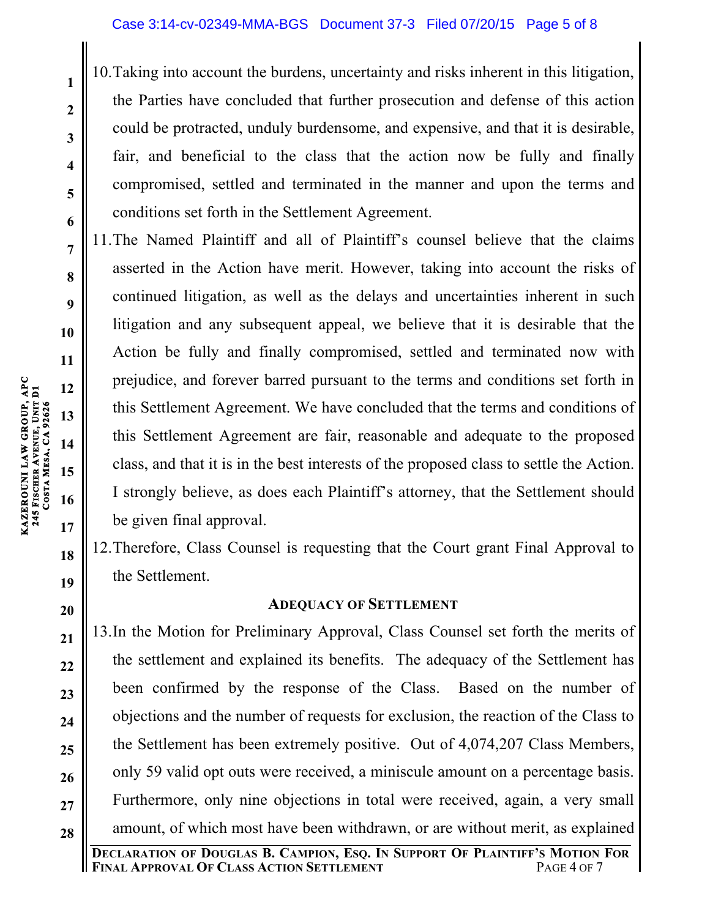10. Taking into account the burdens, uncertainty and risks inherent in this litigation, the Parties have concluded that further prosecution and defense of this action could be protracted, unduly burdensome, and expensive, and that it is desirable, fair, and beneficial to the class that the action now be fully and finally compromised, settled and terminated in the manner and upon the terms and conditions set forth in the Settlement Agreement.

11. The Named Plaintiff and all of Plaintiff's counsel believe that the claims asserted in the Action have merit. However, taking into account the risks of continued litigation, as well as the delays and uncertainties inherent in such litigation and any subsequent appeal, we believe that it is desirable that the Action be fully and finally compromised, settled and terminated now with prejudice, and forever barred pursuant to the terms and conditions set forth in this Settlement Agreement. We have concluded that the terms and conditions of this Settlement Agreement are fair, reasonable and adequate to the proposed class, and that it is in the best interests of the proposed class to settle the Action. I strongly believe, as does each Plaintiff's attorney, that the Settlement should be given final approval.

12. Therefore, Class Counsel is requesting that the Court grant Final Approval to the Settlement.

## ADEQUACY OF SETTLEMENT

13. In the Motion for Preliminary Approval, Class Counsel set forth the merits of the settlement and explained its benefits. The adequacy of the Settlement has been confirmed by the response of the Class. Based on the number of objections and the number of requests for exclusion, the reaction of the Class to the Settlement has been extremely positive. Out of 4,074,207 Class Members, only 59 valid opt outs were received, a miniscule amount on a percentage basis. Furthermore, only nine objections in total were received, again, a very small amount, of which most have been withdrawn, or are without merit, as explained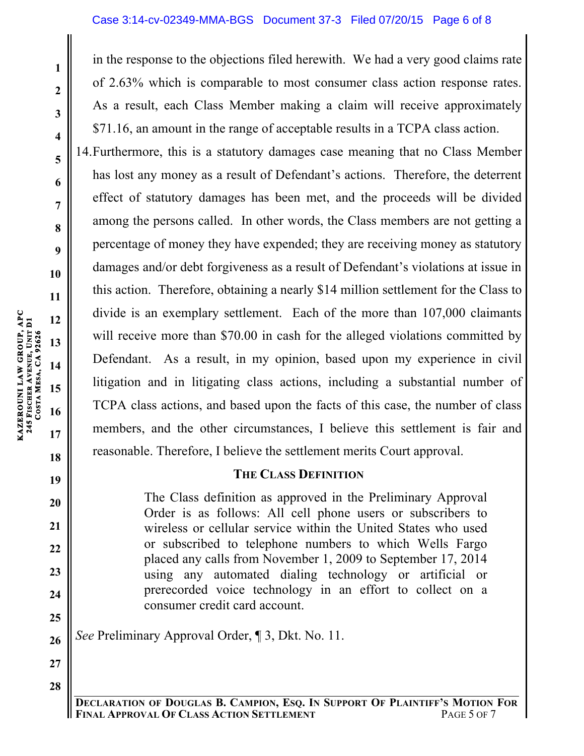in the response to the objections filed herewith. We had a very good claims rate of 2.63% which is comparable to most consumer class action response rates. As a result, each Class Member making a claim will receive approximately $71.16, an amount in the range of acceptable results in a TCPA class action.

14. Furthermore, this is a statutory damages case meaning that no Class Member has lost any money as a result of Defendant's actions. Therefore, the deterrent effect of statutory damages has been met, and the proceeds will be divided among the persons called. In other words, the Class members are not getting a percentage of money they have expended; they are receiving money as statutory damages and/or debt forgiveness as a result of Defendant's violations at issue in this action. Therefore, obtaining a nearly $14 million settlement for the Class to divide is an exemplary settlement. Each of the more than 107,000 claimants will receive more than $70.00 in cash for the alleged violations committed by Defendant. As a result, in my opinion, based upon my experience in civil litigation and in litigating class actions, including a substantial number of TCPA class actions, and based upon the facts of this case, the number of class members, and the other circumstances, I believe this settlement is fair and reasonable. Therefore, I believe the settlement merits Court approval.

## THE CLASS DEFINITION

> The Class definition as approved in the Preliminary Approval Order is as follows: All cell phone users or subscribers to wireless or cellular service within the United States who used or subscribed to telephone numbers to which Wells Fargo placed any calls from November 1, 2009 to September 17, 2014 using any automated dialing technology or artificial or prerecorded voice technology in an effort to collect on a consumer credit card account.

*See* Preliminary Approval Order, ¶ 3, Dkt. No. 11.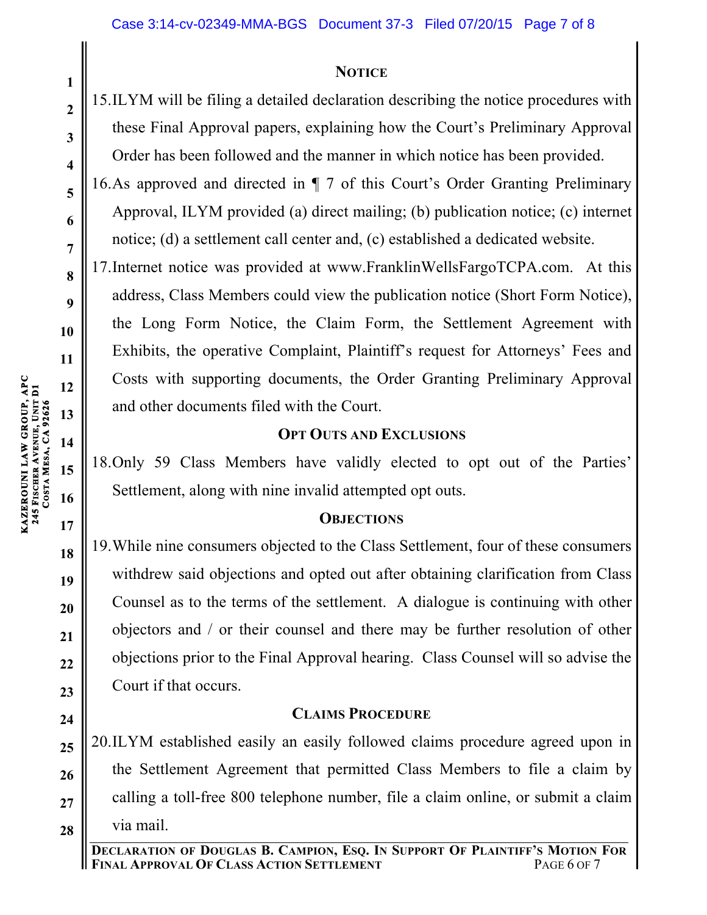## NOTICE

15. ILYM will be filing a detailed declaration describing the notice procedures with these Final Approval papers, explaining how the Court's Preliminary Approval Order has been followed and the manner in which notice has been provided.

16. As approved and directed in ¶ 7 of this Court's Order Granting Preliminary Approval, ILYM provided (a) direct mailing; (b) publication notice; (c) internet notice; (d) a settlement call center and, (c) established a dedicated website.

17. Internet notice was provided at www.FranklinWellsFargoTCPA.com. At this address, Class Members could view the publication notice (Short Form Notice), the Long Form Notice, the Claim Form, the Settlement Agreement with Exhibits, the operative Complaint, Plaintiff's request for Attorneys' Fees and Costs with supporting documents, the Order Granting Preliminary Approval and other documents filed with the Court.

## OPT OUTS AND EXCLUSIONS

18. Only 59 Class Members have validly elected to opt out of the Parties' Settlement, along with nine invalid attempted opt outs.

## OBJECTIONS

19. While nine consumers objected to the Class Settlement, four of these consumers withdrew said objections and opted out after obtaining clarification from Class Counsel as to the terms of the settlement. A dialogue is continuing with other objectors and / or their counsel and there may be further resolution of other objections prior to the Final Approval hearing. Class Counsel will so advise the Court if that occurs.

## CLAIMS PROCEDURE

20. ILYM established easily an easily followed claims procedure agreed upon in the Settlement Agreement that permitted Class Members to file a claim by calling a toll-free 800 telephone number, file a claim online, or submit a claim via mail.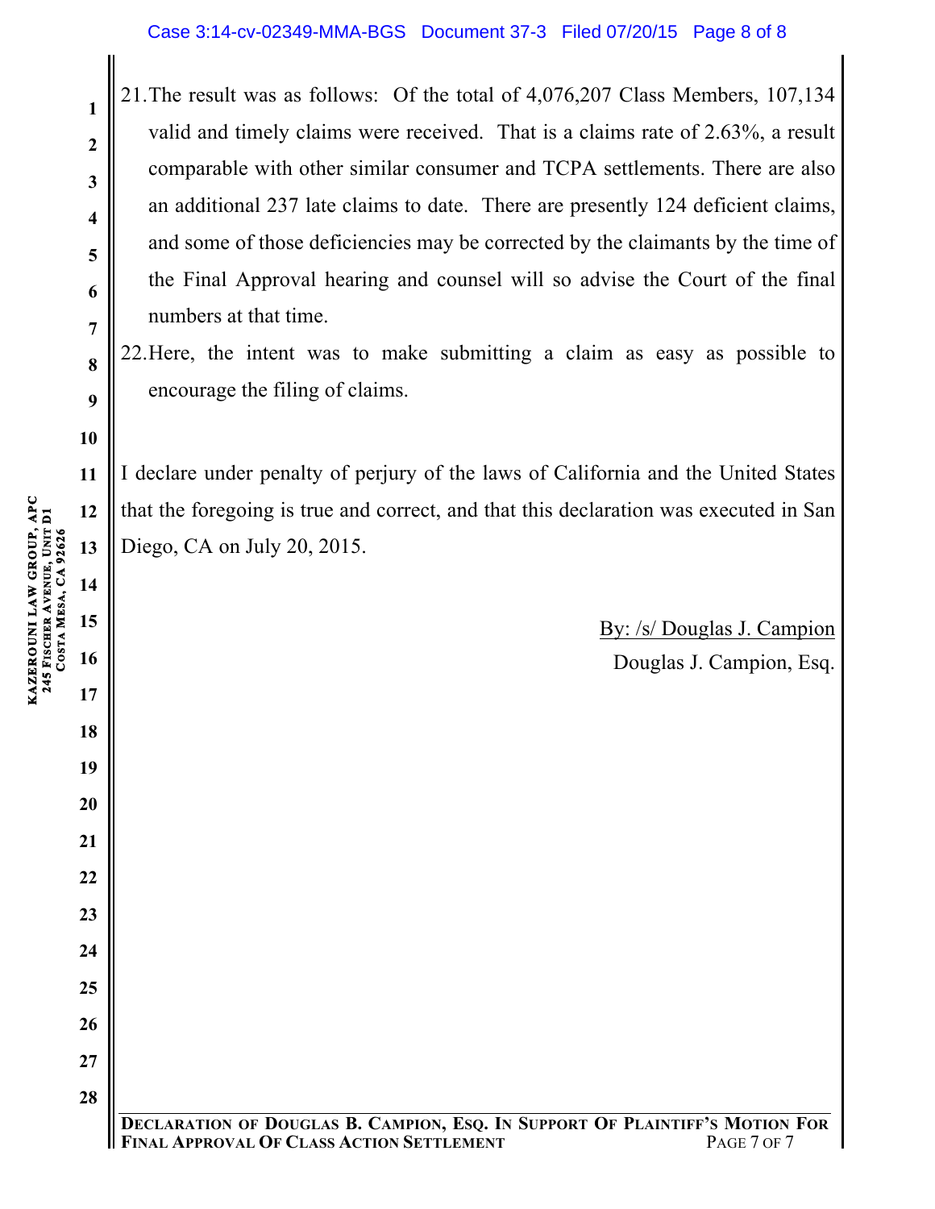21. The result was as follows: Of the total of 4,076,207 Class Members, 107,134 valid and timely claims were received. That is a claims rate of 2.63%, a result comparable with other similar consumer and TCPA settlements. There are also an additional 237 late claims to date. There are presently 124 deficient claims, and some of those deficiencies may be corrected by the claimants by the time of the Final Approval hearing and counsel will so advise the Court of the final numbers at that time.

22. Here, the intent was to make submitting a claim as easy as possible to encourage the filing of claims.

I declare under penalty of perjury of the laws of California and the United States that the foregoing is true and correct, and that this declaration was executed in San Diego, CA on July 20, 2015.

By: /s/ Douglas J. Campion
Douglas J. Campion, Esq.